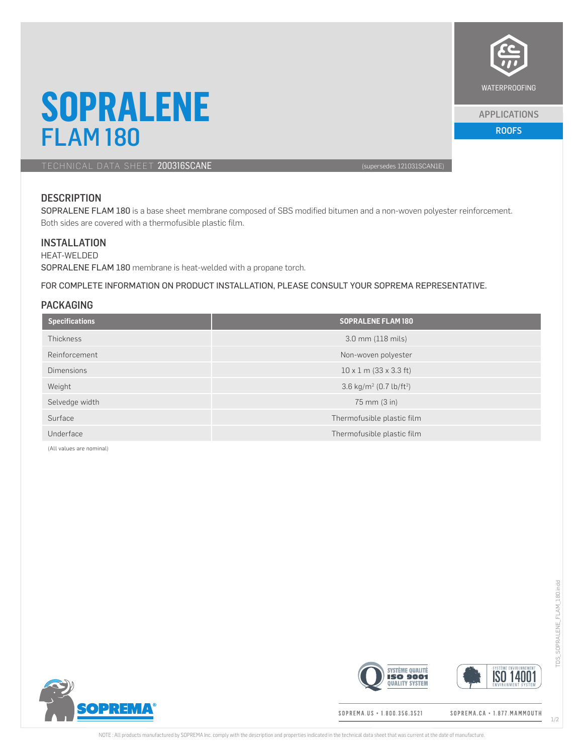# SOPRALENE
## FLAM 180

TECHNICAL DATA SHEET **200316SCANE** (supersedes 121031SCAN1E)

WATERPROOFING

APPLICATIONS

ROOFS

## DESCRIPTION

SOPRALENE FLAM 180 is a base sheet membrane composed of SBS modified bitumen and a non-woven polyester reinforcement. Both sides are covered with a thermofusible plastic film.

## INSTALLATION

HEAT-WELDED

SOPRALENE FLAM 180 membrane is heat-welded with a propane torch.

FOR COMPLETE INFORMATION ON PRODUCT INSTALLATION, PLEASE CONSULT YOUR SOPREMA REPRESENTATIVE.

## PACKAGING

| Specifications | SOPRALENE FLAM 180 |
| --- | --- |
| Thickness | 3.0 mm (118 mils) |
| Reinforcement | Non-woven polyester |
| Dimensions | 10 x 1 m (33 x 3.3 ft) |
| Weight | 3.6 kg/m$^2$ (0.7 lb/ft$^2$) |
| Selvedge width | 75 mm (3 in) |
| Surface | Thermofusible plastic film |
| Underface | Thermofusible plastic film |

(All values are nominal)

SOPREMA.US • 1.800.356.3521 SOPREMA.CA • 1.877.MAMMOUTH

NOTE : All products manufactured by SOPREMA Inc. comply with the description and properties indicated in the technical data sheet that was current at the date of manufacture.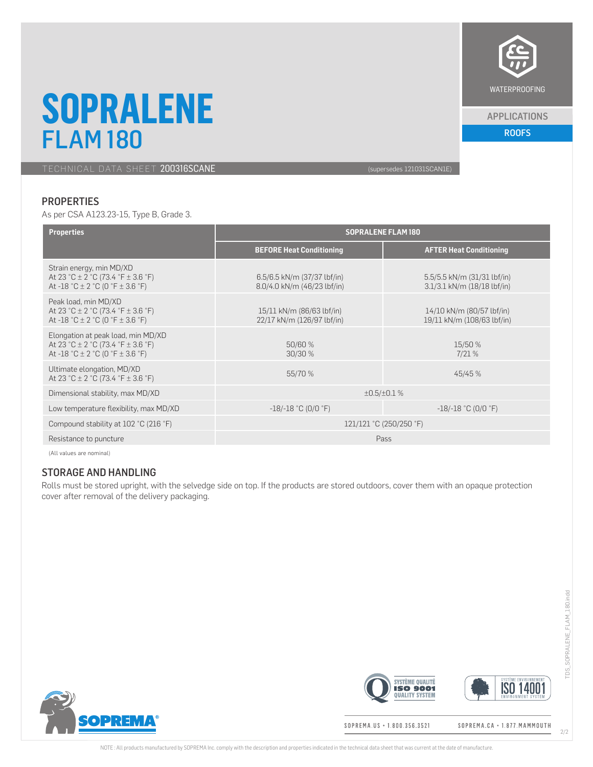# SOPRALENE FLAM 180

TECHNICAL DATA SHEET 200316SCANE (supersedes 121031SCAN1E)

WATERPROOFING

APPLICATIONS

ROOFS

## PROPERTIES

As per CSA A123.23-15, Type B, Grade 3.

| Properties | SOPRALENE FLAM 180 | |
|---|---|---|
| | **BEFORE Heat Conditioning** | **AFTER Heat Conditioning** |
| Strain energy, min MD/XD<br>At 23 °C ± 2 °C (73.4 °F ± 3.6 °F)<br>At -18 °C ± 2 °C (0 °F ± 3.6 °F) | 6.5/6.5 kN/m (37/37 lbf/in)<br>8.0/4.0 kN/m (46/23 lbf/in) | 5.5/5.5 kN/m (31/31 lbf/in)<br>3.1/3.1 kN/m (18/18 lbf/in) |
| Peak load, min MD/XD<br>At 23 °C ± 2 °C (73.4 °F ± 3.6 °F)<br>At -18 °C ± 2 °C (0 °F ± 3.6 °F) | 15/11 kN/m (86/63 lbf/in)<br>22/17 kN/m (126/97 lbf/in) | 14/10 kN/m (80/57 lbf/in)<br>19/11 kN/m (108/63 lbf/in) |
| Elongation at peak load, min MD/XD<br>At 23 °C ± 2 °C (73.4 °F ± 3.6 °F)<br>At -18 °C ± 2 °C (0 °F ± 3.6 °F) | 50/60 %<br>30/30 % | 15/50 %<br>7/21 % |
| Ultimate elongation, MD/XD<br>At 23 °C ± 2 °C (73.4 °F ± 3.6 °F) | 55/70 % | 45/45 % |
| Dimensional stability, max MD/XD | ±0.5/±0.1 % | |
| Low temperature flexibility, max MD/XD | -18/-18 °C (0/0 °F) | -18/-18 °C (0/0 °F) |
| Compound stability at 102 °C (216 °F) | 121/121 °C (250/250 °F) | |
| Resistance to puncture | Pass | |

(All values are nominal)

## STORAGE AND HANDLING

Rolls must be stored upright, with the selvedge side on top. If the products are stored outdoors, cover them with an opaque protection cover after removal of the delivery packaging.

SYSTÈME QUALITÉ ISO 9001 QUALITY SYSTEM

SYSTÈME ENVIRONNEMENT ISO 14001 ENVIRONMENT SYSTEM

SOPREMA

SOPREMA.US • 1.800.356.3521 SOPREMA.CA • 1.877.MAMMOUTH

NOTE : All products manufactured by SOPREMA Inc. comply with the description and properties indicated in the technical data sheet that was current at the date of manufacture.